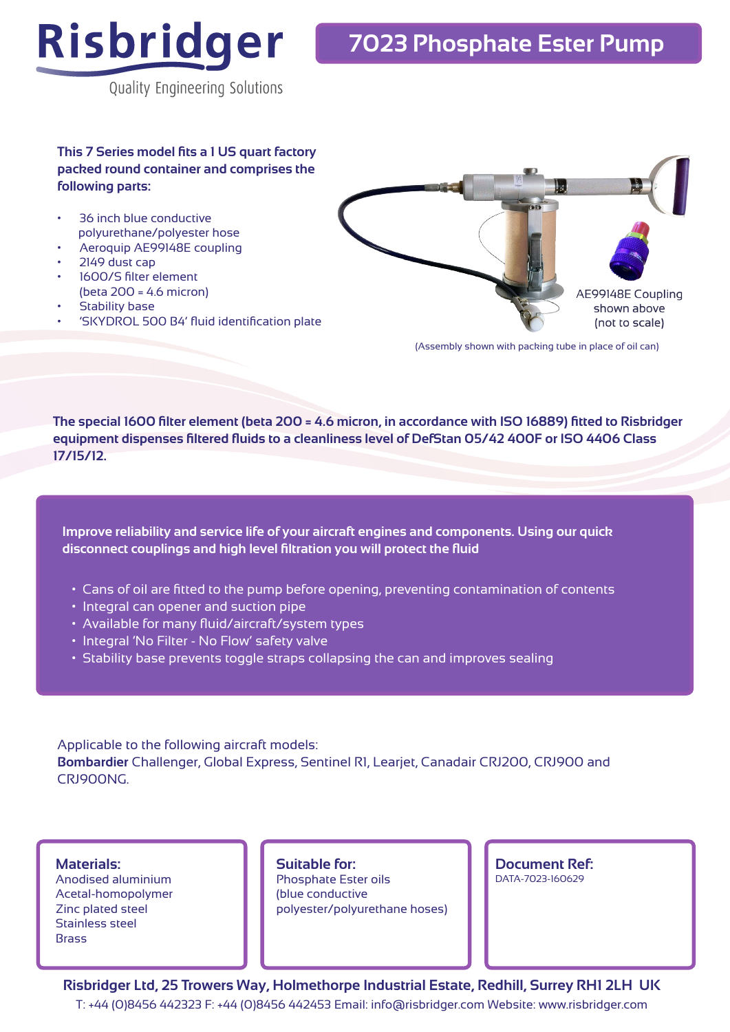# Risbridger

Quality Engineering Solutions

# 7023 Phosphate Ester Pump

**This 7 Series model fits a 1 US quart factory packed round container and comprises the following parts:**

- 36 inch blue conductive polyurethane/polyester hose
- Aeroquip AE99148E coupling
- 2149 dust cap
- 1600/S filter element (beta 200 = 4.6 micron)
- Stability base
- 'SKYDROL 500 B4' fluid identification plate

AE99148E Coupling shown above (not to scale)

(Assembly shown with packing tube in place of oil can)

**The special 1600 filter element (beta 200 = 4.6 micron, in accordance with ISO 16889) fitted to Risbridger equipment dispenses filtered fluids to a cleanliness level of DefStan 05/42 400F or ISO 4406 Class 17/15/12.**

**Improve reliability and service life of your aircraft engines and components. Using our quick disconnect couplings and high level filtration you will protect the fluid**

- Cans of oil are fitted to the pump before opening, preventing contamination of contents
- Integral can opener and suction pipe
- Available for many fluid/aircraft/system types
- Integral 'No Filter - No Flow' safety valve
- Stability base prevents toggle straps collapsing the can and improves sealing

Applicable to the following aircraft models:
**Bombardier** Challenger, Global Express, Sentinel R1, Learjet, Canadair CRJ200, CRJ900 and CRJ900NG.

**Materials:**
Anodised aluminium
Acetal-homopolymer
Zinc plated steel
Stainless steel
Brass

**Suitable for:**
Phosphate Ester oils
(blue conductive polyester/polyurethane hoses)

**Document Ref:**
DATA-7023-160629

**Risbridger Ltd, 25 Trowers Way, Holmethorpe Industrial Estate, Redhill, Surrey RH1 2LH UK**
T: +44 (0)8456 442323 F: +44 (0)8456 442453 Email: info@risbridger.com Website: www.risbridger.com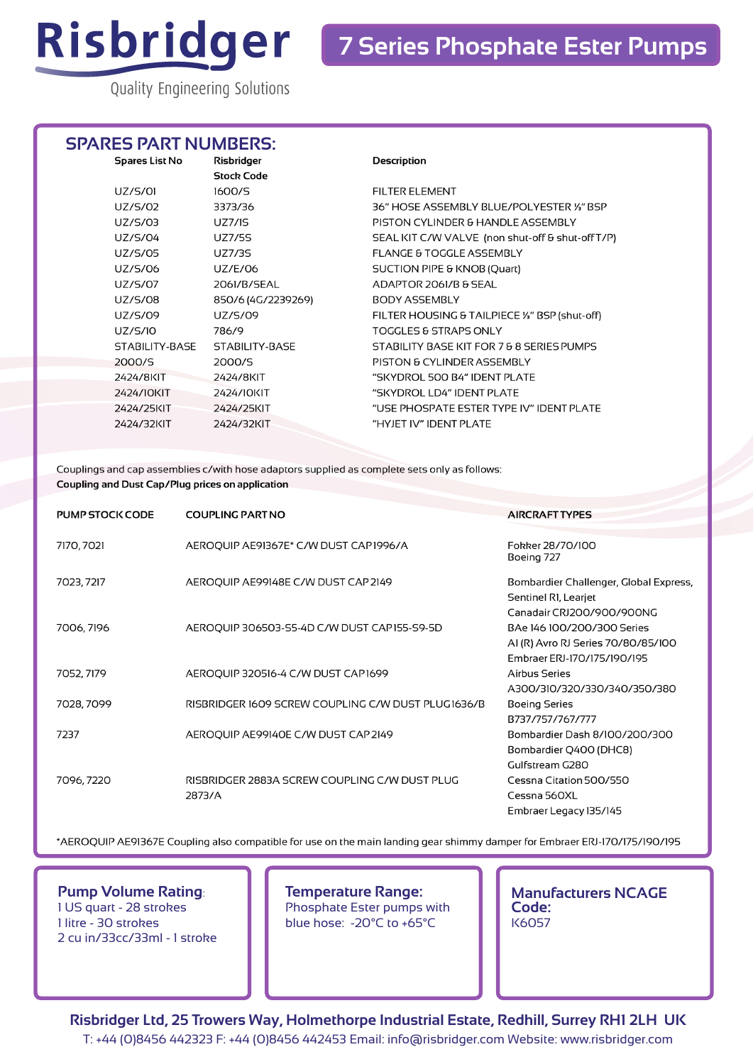# Risbridger

Quality Engineering Solutions

## 7 Series Phosphate Ester Pumps

## SPARES PART NUMBERS:

| Spares List No | Risbridger Stock Code | Description |
|---|---|---|
| UZ/S/01 | 1600/S | FILTER ELEMENT |
| UZ/S/02 | 3373/36 | 36" HOSE ASSEMBLY BLUE/POLYESTER ½" BSP |
| UZ/S/03 | UZ7/1S | PISTON CYLINDER & HANDLE ASSEMBLY |
| UZ/S/04 | UZ7/5S | SEAL KIT C/W VALVE (non shut-off & shut-off T/P) |
| UZ/S/05 | UZ7/3S | FLANGE & TOGGLE ASSEMBLY |
| UZ/S/06 | UZ/E/06 | SUCTION PIPE & KNOB (Quart) |
| UZ/S/07 | 2061/B/SEAL | ADAPTOR 2061/B & SEAL |
| UZ/S/08 | 850/6 (4G/2239269) | BODY ASSEMBLY |
| UZ/S/09 | UZ/S/09 | FILTER HOUSING & TAILPIECE ½" BSP (shut-off) |
| UZ/S/10 | 786/9 | TOGGLES & STRAPS ONLY |
| STABILITY-BASE | STABILITY-BASE | STABILITY BASE KIT FOR 7 & 8 SERIES PUMPS |
| 2000/S | 2000/S | PISTON & CYLINDER ASSEMBLY |
| 2424/8KIT | 2424/8KIT | "SKYDROL 500 B4" IDENT PLATE |
| 2424/10KIT | 2424/10KIT | "SKYDROL LD4" IDENT PLATE |
| 2424/25KIT | 2424/25KIT | "USE PHOSPATE ESTER TYPE IV" IDENT PLATE |
| 2424/32KIT | 2424/32KIT | "HYJET IV" IDENT PLATE |

Couplings and cap assemblies c/with hose adaptors supplied as complete sets only as follows:
**Coupling and Dust Cap/Plug prices on application**

| PUMP STOCK CODE | COUPLING PART NO | AIRCRAFT TYPES |
|---|---|---|
| 7170, 7021 | AEROQUIP AE91367E* C/W DUST CAP 1996/A | Fokker 28/70/100<br>Boeing 727 |
| 7023, 7217 | AEROQUIP AE99148E C/W DUST CAP 2149 | Bombardier Challenger, Global Express, Sentinel R1, Learjet<br>Canadair CRJ200/900/900NG |
| 7006, 7196 | AEROQUIP 306503-S5-4D C/W DUST CAP 155-S9-5D | BAe 146 100/200/300 Series<br>AI (R) Avro RJ Series 70/80/85/100<br>Embraer ERJ-170/175/190/195 |
| 7052, 7179 | AEROQUIP 320516-4 C/W DUST CAP 1699 | Airbus Series<br>A300/310/320/330/340/350/380 |
| 7028, 7099 | RISBRIDGER 1609 SCREW COUPLING C/W DUST PLUG 1636/B | Boeing Series<br>B737/757/767/777 |
| 7237 | AEROQUIP AE99140E C/W DUST CAP 2149 | Bombardier Dash 8/100/200/300<br>Bombardier Q400 (DHC8)<br>Gulfstream G280 |
| 7096, 7220 | RISBRIDGER 2883A SCREW COUPLING C/W DUST PLUG 2873/A | Cessna Citation 500/550<br>Cessna 560XL<br>Embraer Legacy 135/145 |

*AEROQUIP AE91367E Coupling also compatible for use on the main landing gear shimmy damper for Embraer ERJ-170/175/190/195

### Pump Volume Rating:

1 US quart - 28 strokes
1 litre - 30 strokes
2 cu in/33cc/33ml - 1 stroke

### Temperature Range:

Phosphate Ester pumps with blue hose: -20°C to +65°C

### Manufacturers NCAGE Code:

K6057

**Risbridger Ltd, 25 Trowers Way, Holmethorpe Industrial Estate, Redhill, Surrey RH1 2LH UK**

T: +44 (0)8456 442323 F: +44 (0)8456 442453 Email: info@risbridger.com Website: www.risbridger.com